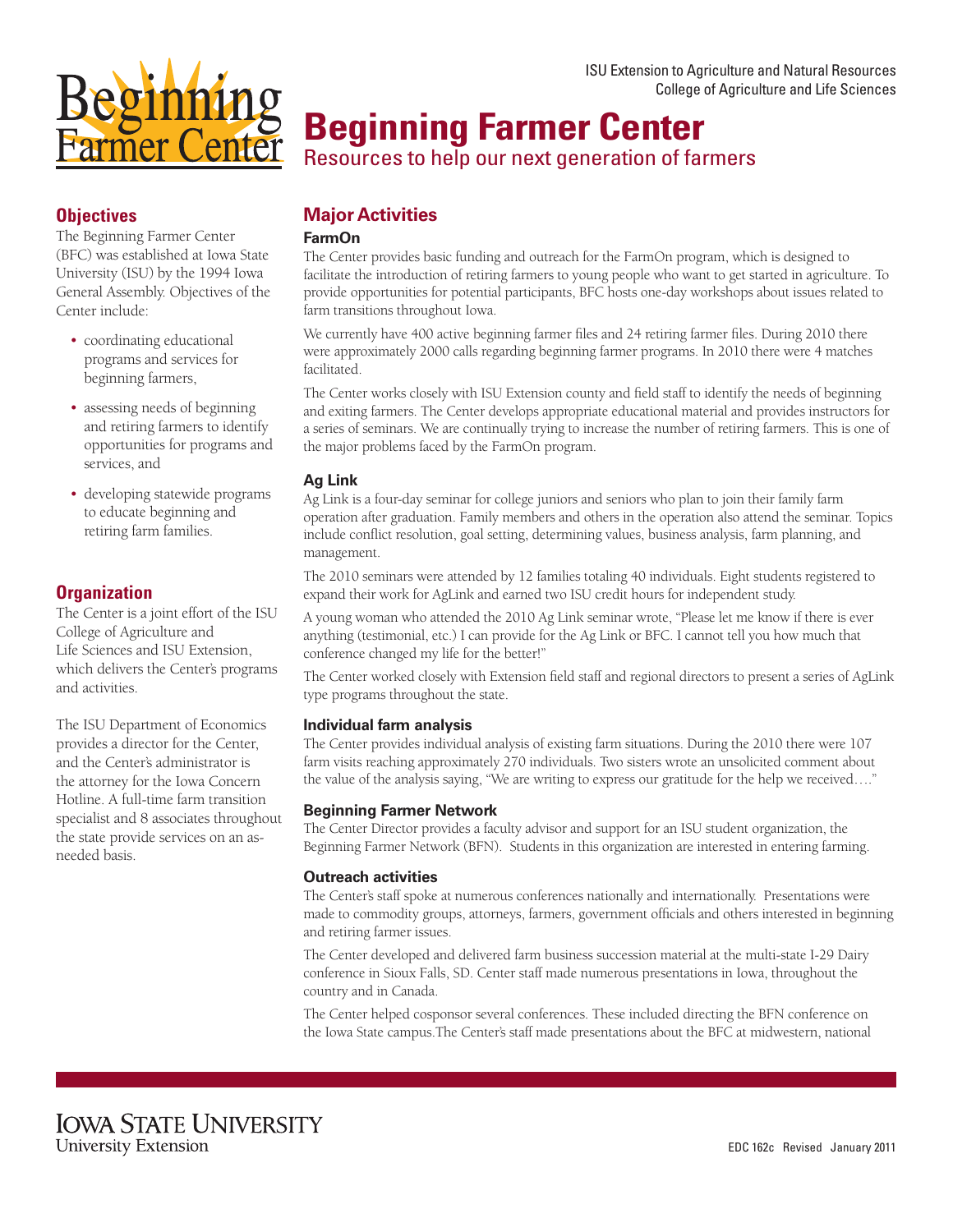ISU Extension to Agriculture and Natural Resources
College of Agriculture and Life Sciences

# Beginning Farmer Center

Resources to help our next generation of farmers

## Objectives

The Beginning Farmer Center (BFC) was established at Iowa State University (ISU) by the 1994 Iowa General Assembly. Objectives of the Center include:

- coordinating educational programs and services for beginning farmers,
- assessing needs of beginning and retiring farmers to identify opportunities for programs and services, and
- developing statewide programs to educate beginning and retiring farm families.

## Organization

The Center is a joint effort of the ISU College of Agriculture and Life Sciences and ISU Extension, which delivers the Center's programs and activities.

The ISU Department of Economics provides a director for the Center, and the Center's administrator is the attorney for the Iowa Concern Hotline. A full-time farm transition specialist and 8 associates throughout the state provide services on an as-needed basis.

## Major Activities

### FarmOn

The Center provides basic funding and outreach for the FarmOn program, which is designed to facilitate the introduction of retiring farmers to young people who want to get started in agriculture. To provide opportunities for potential participants, BFC hosts one-day workshops about issues related to farm transitions throughout Iowa.

We currently have 400 active beginning farmer files and 24 retiring farmer files. During 2010 there were approximately 2000 calls regarding beginning farmer programs. In 2010 there were 4 matches facilitated.

The Center works closely with ISU Extension county and field staff to identify the needs of beginning and exiting farmers. The Center develops appropriate educational material and provides instructors for a series of seminars. We are continually trying to increase the number of retiring farmers. This is one of the major problems faced by the FarmOn program.

### Ag Link

Ag Link is a four-day seminar for college juniors and seniors who plan to join their family farm operation after graduation. Family members and others in the operation also attend the seminar. Topics include conflict resolution, goal setting, determining values, business analysis, farm planning, and management.

The 2010 seminars were attended by 12 families totaling 40 individuals. Eight students registered to expand their work for AgLink and earned two ISU credit hours for independent study.

A young woman who attended the 2010 Ag Link seminar wrote, "Please let me know if there is ever anything (testimonial, etc.) I can provide for the Ag Link or BFC. I cannot tell you how much that conference changed my life for the better!"

The Center worked closely with Extension field staff and regional directors to present a series of AgLink type programs throughout the state.

### Individual farm analysis

The Center provides individual analysis of existing farm situations. During the 2010 there were 107 farm visits reaching approximately 270 individuals. Two sisters wrote an unsolicited comment about the value of the analysis saying, "We are writing to express our gratitude for the help we received…."

### Beginning Farmer Network

The Center Director provides a faculty advisor and support for an ISU student organization, the Beginning Farmer Network (BFN). Students in this organization are interested in entering farming.

### Outreach activities

The Center's staff spoke at numerous conferences nationally and internationally. Presentations were made to commodity groups, attorneys, farmers, government officials and others interested in beginning and retiring farmer issues.

The Center developed and delivered farm business succession material at the multi-state I-29 Dairy conference in Sioux Falls, SD. Center staff made numerous presentations in Iowa, throughout the country and in Canada.

The Center helped cosponsor several conferences. These included directing the BFN conference on the Iowa State campus.The Center's staff made presentations about the BFC at midwestern, national

Iowa State University
University Extension

EDC 162c Revised January 2011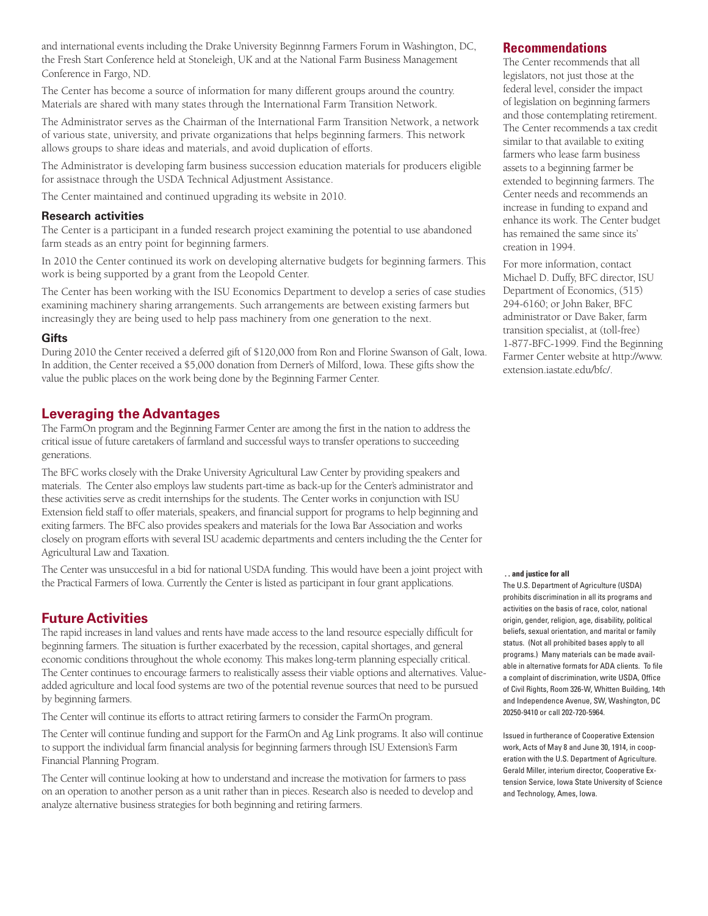and international events including the Drake University Beginnng Farmers Forum in Washington, DC, the Fresh Start Conference held at Stoneleigh, UK and at the National Farm Business Management Conference in Fargo, ND.

The Center has become a source of information for many different groups around the country. Materials are shared with many states through the International Farm Transition Network.

The Administrator serves as the Chairman of the International Farm Transition Network, a network of various state, university, and private organizations that helps beginning farmers. This network allows groups to share ideas and materials, and avoid duplication of efforts.

The Administrator is developing farm business succession education materials for producers eligible for assistnace through the USDA Technical Adjustment Assistance.

The Center maintained and continued upgrading its website in 2010.

### Research activities

The Center is a participant in a funded research project examining the potential to use abandoned farm steads as an entry point for beginning farmers.

In 2010 the Center continued its work on developing alternative budgets for beginning farmers. This work is being supported by a grant from the Leopold Center.

The Center has been working with the ISU Economics Department to develop a series of case studies examining machinery sharing arrangements. Such arrangements are between existing farmers but increasingly they are being used to help pass machinery from one generation to the next.

### Gifts

During 2010 the Center received a deferred gift of $120,000 from Ron and Florine Swanson of Galt, Iowa. In addition, the Center received a $5,000 donation from Derner's of Milford, Iowa. These gifts show the value the public places on the work being done by the Beginning Farmer Center.

## Leveraging the Advantages

The FarmOn program and the Beginning Farmer Center are among the first in the nation to address the critical issue of future caretakers of farmland and successful ways to transfer operations to succeeding generations.

The BFC works closely with the Drake University Agricultural Law Center by providing speakers and materials. The Center also employs law students part-time as back-up for the Center's administrator and these activities serve as credit internships for the students. The Center works in conjunction with ISU Extension field staff to offer materials, speakers, and financial support for programs to help beginning and exiting farmers. The BFC also provides speakers and materials for the Iowa Bar Association and works closely on program efforts with several ISU academic departments and centers including the the Center for Agricultural Law and Taxation.

The Center was unsuccesful in a bid for national USDA funding. This would have been a joint project with the Practical Farmers of Iowa. Currently the Center is listed as participant in four grant applications.

## Future Activities

The rapid increases in land values and rents have made access to the land resource especially difficult for beginning farmers. The situation is further exacerbated by the recession, capital shortages, and general economic conditions throughout the whole economy. This makes long-term planning especially critical. The Center continues to encourage farmers to realistically assess their viable options and alternatives. Value-added agriculture and local food systems are two of the potential revenue sources that need to be pursued by beginning farmers.

The Center will continue its efforts to attract retiring farmers to consider the FarmOn program.

The Center will continue funding and support for the FarmOn and Ag Link programs. It also will continue to support the individual farm financial analysis for beginning farmers through ISU Extension's Farm Financial Planning Program.

The Center will continue looking at how to understand and increase the motivation for farmers to pass on an operation to another person as a unit rather than in pieces. Research also is needed to develop and analyze alternative business strategies for both beginning and retiring farmers.

## Recommendations

The Center recommends that all legislators, not just those at the federal level, consider the impact of legislation on beginning farmers and those contemplating retirement. The Center recommends a tax credit similar to that available to exiting farmers who lease farm business assets to a beginning farmer be extended to beginning farmers. The Center needs and recommends an increase in funding to expand and enhance its work. The Center budget has remained the same since its' creation in 1994.

For more information, contact Michael D. Duffy, BFC director, ISU Department of Economics, (515) 294-6160; or John Baker, BFC administrator or Dave Baker, farm transition specialist, at (toll-free) 1-877-BFC-1999. Find the Beginning Farmer Center website at http://www.extension.iastate.edu/bfc/.

**. . and justice for all**

The U.S. Department of Agriculture (USDA) prohibits discrimination in all its programs and activities on the basis of race, color, national origin, gender, religion, age, disability, political beliefs, sexual orientation, and marital or family status. (Not all prohibited bases apply to all programs.) Many materials can be made available in alternative formats for ADA clients. To file a complaint of discrimination, write USDA, Office of Civil Rights, Room 326-W, Whitten Building, 14th and Independence Avenue, SW, Washington, DC 20250-9410 or call 202-720-5964.

Issued in furtherance of Cooperative Extension work, Acts of May 8 and June 30, 1914, in cooperation with the U.S. Department of Agriculture. Gerald Miller, interium director, Cooperative Extension Service, Iowa State University of Science and Technology, Ames, Iowa.